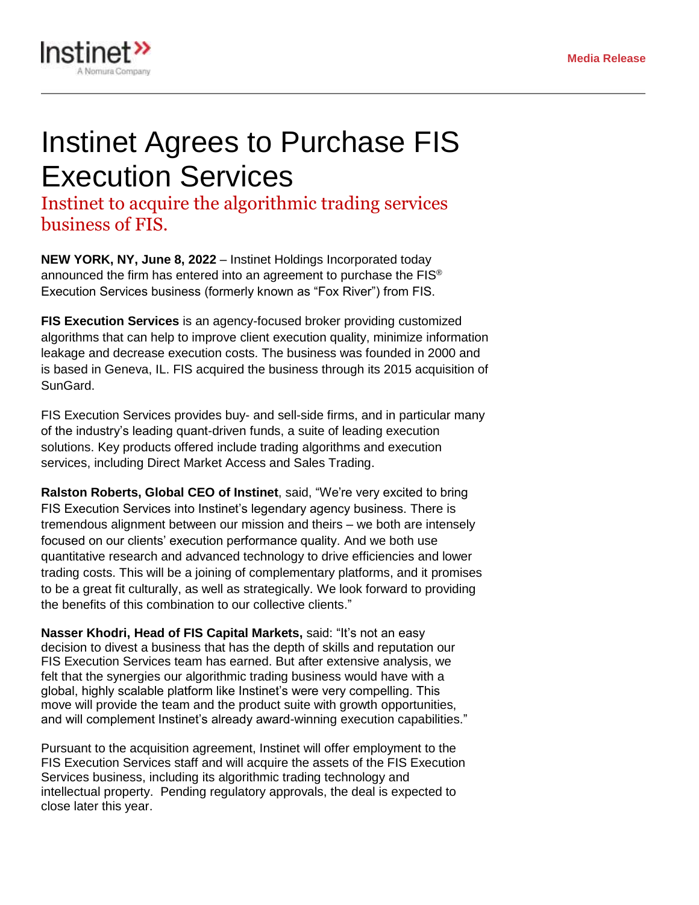Instinet
A Nomura Company

**Media Release**

# Instinet Agrees to Purchase FIS Execution Services

## Instinet to acquire the algorithmic trading services business of FIS.

**NEW YORK, NY, June 8, 2022** – Instinet Holdings Incorporated today announced the firm has entered into an agreement to purchase the FIS® Execution Services business (formerly known as "Fox River") from FIS.

**FIS Execution Services** is an agency-focused broker providing customized algorithms that can help to improve client execution quality, minimize information leakage and decrease execution costs. The business was founded in 2000 and is based in Geneva, IL. FIS acquired the business through its 2015 acquisition of SunGard.

FIS Execution Services provides buy- and sell-side firms, and in particular many of the industry's leading quant-driven funds, a suite of leading execution solutions. Key products offered include trading algorithms and execution services, including Direct Market Access and Sales Trading.

**Ralston Roberts, Global CEO of Instinet**, said, "We're very excited to bring FIS Execution Services into Instinet's legendary agency business. There is tremendous alignment between our mission and theirs – we both are intensely focused on our clients' execution performance quality. And we both use quantitative research and advanced technology to drive efficiencies and lower trading costs. This will be a joining of complementary platforms, and it promises to be a great fit culturally, as well as strategically. We look forward to providing the benefits of this combination to our collective clients."

**Nasser Khodri, Head of FIS Capital Markets,** said: "It's not an easy decision to divest a business that has the depth of skills and reputation our FIS Execution Services team has earned. But after extensive analysis, we felt that the synergies our algorithmic trading business would have with a global, highly scalable platform like Instinet's were very compelling. This move will provide the team and the product suite with growth opportunities, and will complement Instinet's already award-winning execution capabilities."

Pursuant to the acquisition agreement, Instinet will offer employment to the FIS Execution Services staff and will acquire the assets of the FIS Execution Services business, including its algorithmic trading technology and intellectual property. Pending regulatory approvals, the deal is expected to close later this year.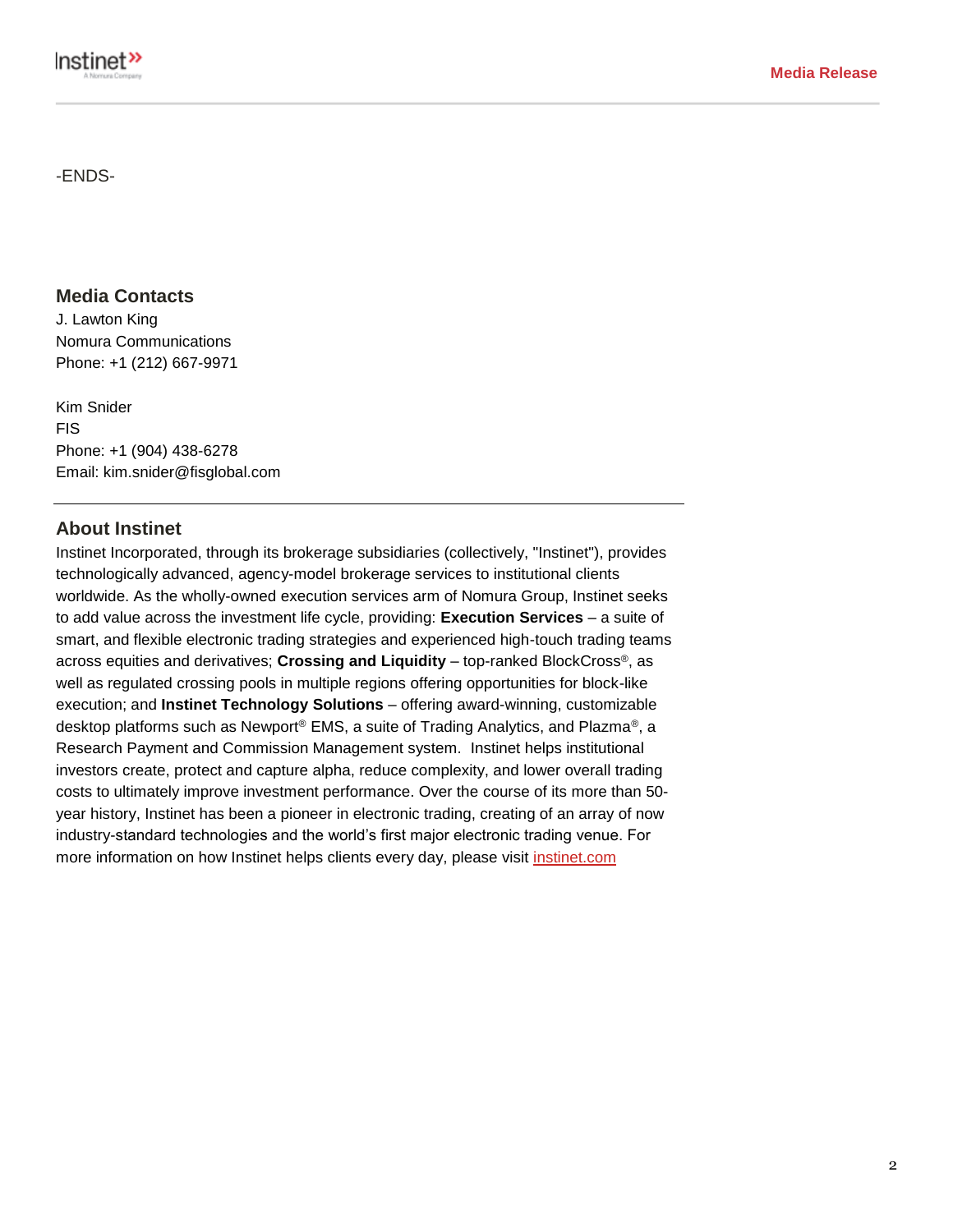-ENDS-

## Media Contacts

J. Lawton King
Nomura Communications
Phone: +1 (212) 667-9971

Kim Snider
FIS
Phone: +1 (904) 438-6278
Email: kim.snider@fisglobal.com

---

## About Instinet

Instinet Incorporated, through its brokerage subsidiaries (collectively, "Instinet"), provides technologically advanced, agency-model brokerage services to institutional clients worldwide. As the wholly-owned execution services arm of Nomura Group, Instinet seeks to add value across the investment life cycle, providing: **Execution Services** – a suite of smart, and flexible electronic trading strategies and experienced high-touch trading teams across equities and derivatives; **Crossing and Liquidity** – top-ranked BlockCross®, as well as regulated crossing pools in multiple regions offering opportunities for block-like execution; and **Instinet Technology Solutions** – offering award-winning, customizable desktop platforms such as Newport® EMS, a suite of Trading Analytics, and Plazma®, a Research Payment and Commission Management system. Instinet helps institutional investors create, protect and capture alpha, reduce complexity, and lower overall trading costs to ultimately improve investment performance. Over the course of its more than 50-year history, Instinet has been a pioneer in electronic trading, creating of an array of now industry-standard technologies and the world's first major electronic trading venue. For more information on how Instinet helps clients every day, please visit instinet.com